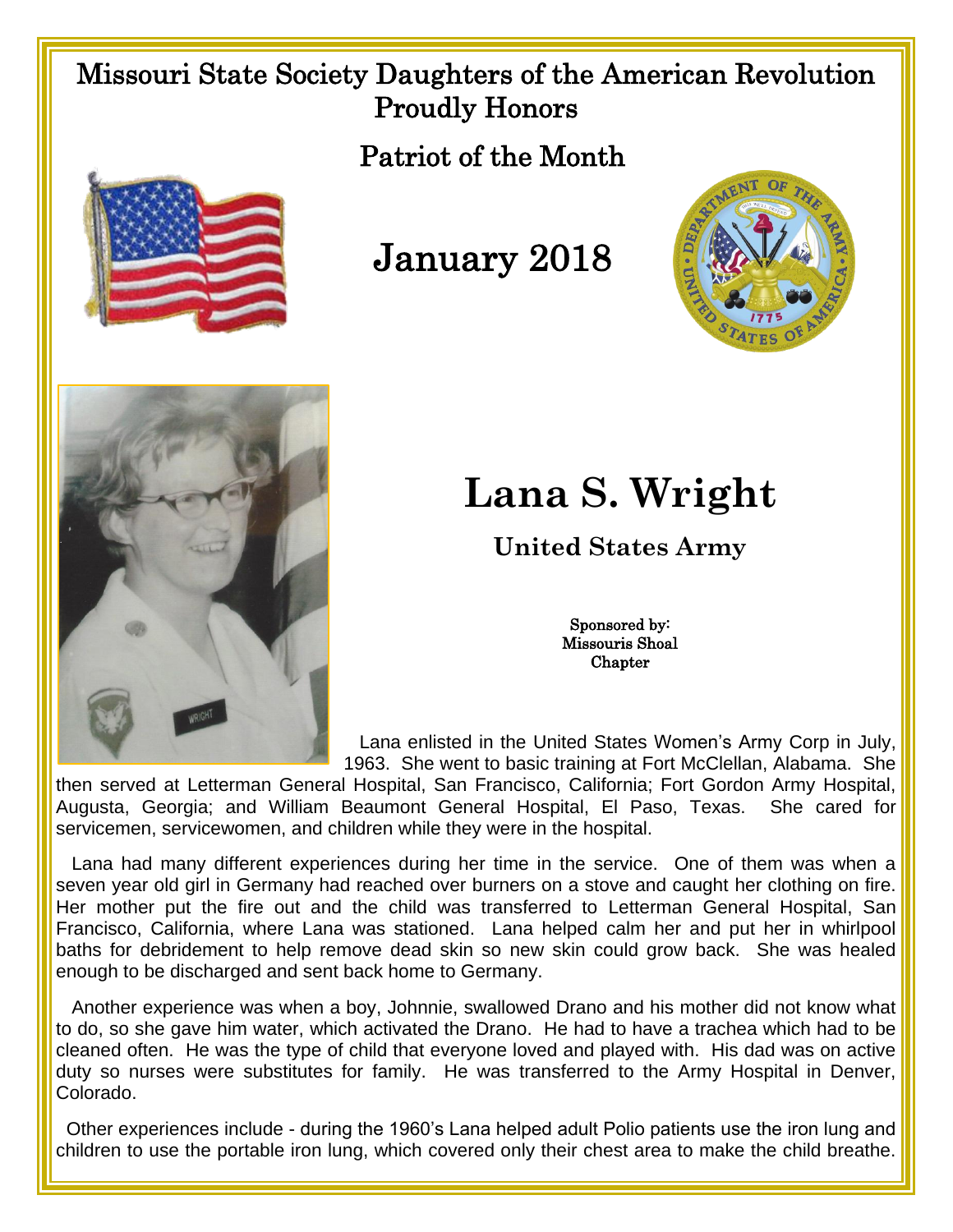# Missouri State Society Daughters of the American Revolution Proudly Honors

## Patriot of the Month

## January 2018

# Lana S. Wright

### United States Army

Sponsored by:
Missouris Shoal
Chapter

Lana enlisted in the United States Women's Army Corp in July, 1963. She went to basic training at Fort McClellan, Alabama. She then served at Letterman General Hospital, San Francisco, California; Fort Gordon Army Hospital, Augusta, Georgia; and William Beaumont General Hospital, El Paso, Texas. She cared for servicemen, servicewomen, and children while they were in the hospital.

Lana had many different experiences during her time in the service. One of them was when a seven year old girl in Germany had reached over burners on a stove and caught her clothing on fire. Her mother put the fire out and the child was transferred to Letterman General Hospital, San Francisco, California, where Lana was stationed. Lana helped calm her and put her in whirlpool baths for debridement to help remove dead skin so new skin could grow back. She was healed enough to be discharged and sent back home to Germany.

Another experience was when a boy, Johnnie, swallowed Drano and his mother did not know what to do, so she gave him water, which activated the Drano. He had to have a trachea which had to be cleaned often. He was the type of child that everyone loved and played with. His dad was on active duty so nurses were substitutes for family. He was transferred to the Army Hospital in Denver, Colorado.

Other experiences include - during the 1960's Lana helped adult Polio patients use the iron lung and children to use the portable iron lung, which covered only their chest area to make the child breathe.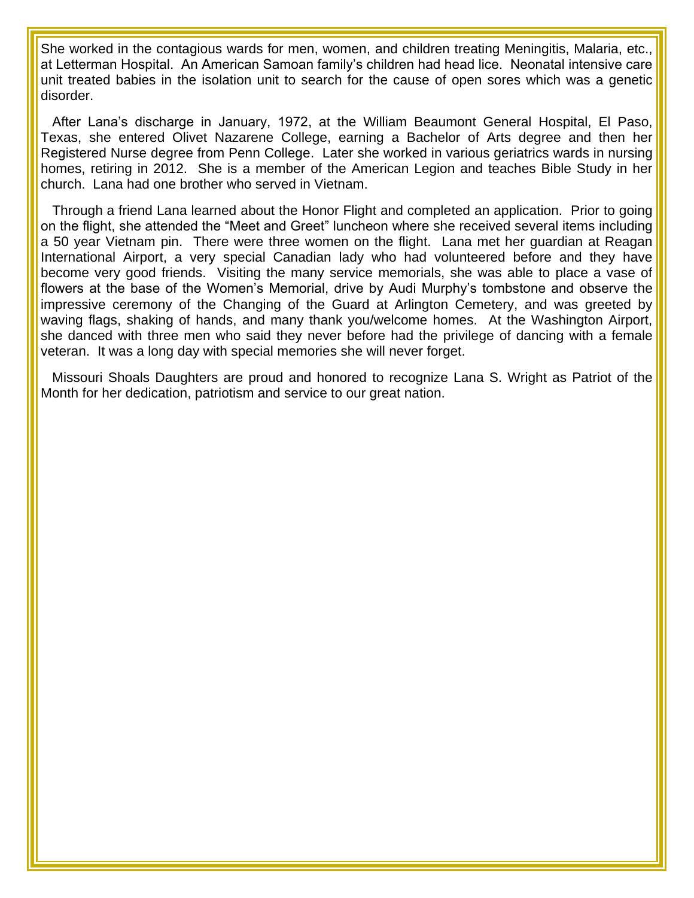She worked in the contagious wards for men, women, and children treating Meningitis, Malaria, etc., at Letterman Hospital. An American Samoan family's children had head lice. Neonatal intensive care unit treated babies in the isolation unit to search for the cause of open sores which was a genetic disorder.

After Lana's discharge in January, 1972, at the William Beaumont General Hospital, El Paso, Texas, she entered Olivet Nazarene College, earning a Bachelor of Arts degree and then her Registered Nurse degree from Penn College. Later she worked in various geriatrics wards in nursing homes, retiring in 2012. She is a member of the American Legion and teaches Bible Study in her church. Lana had one brother who served in Vietnam.

Through a friend Lana learned about the Honor Flight and completed an application. Prior to going on the flight, she attended the "Meet and Greet" luncheon where she received several items including a 50 year Vietnam pin. There were three women on the flight. Lana met her guardian at Reagan International Airport, a very special Canadian lady who had volunteered before and they have become very good friends. Visiting the many service memorials, she was able to place a vase of flowers at the base of the Women's Memorial, drive by Audi Murphy's tombstone and observe the impressive ceremony of the Changing of the Guard at Arlington Cemetery, and was greeted by waving flags, shaking of hands, and many thank you/welcome homes. At the Washington Airport, she danced with three men who said they never before had the privilege of dancing with a female veteran. It was a long day with special memories she will never forget.

Missouri Shoals Daughters are proud and honored to recognize Lana S. Wright as Patriot of the Month for her dedication, patriotism and service to our great nation.